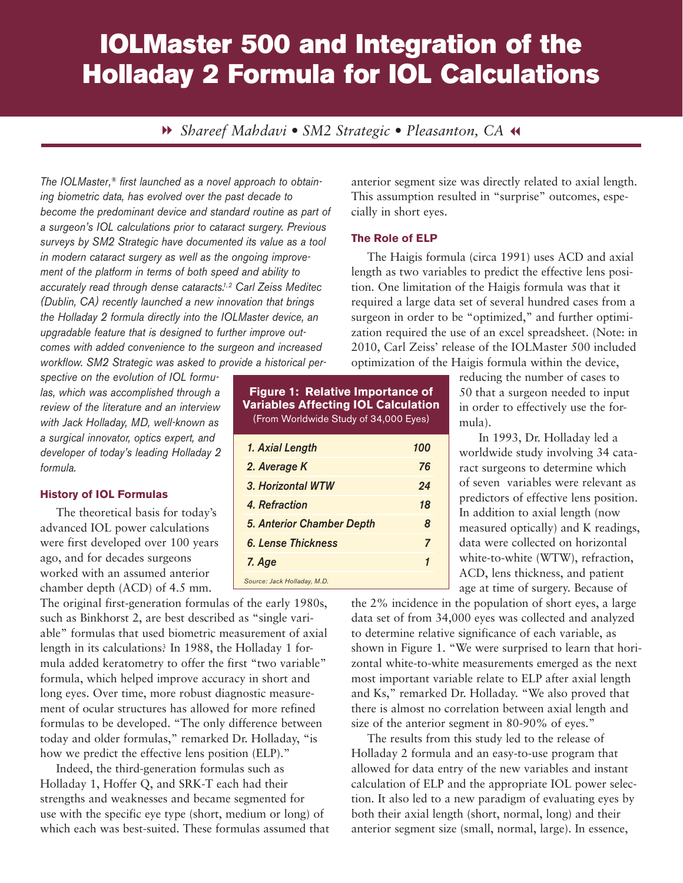# IOLMaster 500 and Integration of the Holladay 2 Formula for IOL Calculations

*Shareef Mahdavi • SM2 Strategic • Pleasanton, CA*

*The IOLMaster,® first launched as a novel approach to obtaining biometric data, has evolved over the past decade to become the predominant device and standard routine as part of a surgeon's IOL calculations prior to cataract surgery. Previous surveys by SM2 Strategic have documented its value as a tool in modern cataract surgery as well as the ongoing improvement of the platform in terms of both speed and ability to accurately read through dense cataracts.[1,2] Carl Zeiss Meditec (Dublin, CA) recently launched a new innovation that brings the Holladay 2 formula directly into the IOLMaster device, an upgradable feature that is designed to further improve outcomes with added convenience to the surgeon and increased workflow. SM2 Strategic was asked to provide a historical perspective on the evolution of IOL formulas, which was accomplished through a review of the literature and an interview with Jack Holladay, MD, well-known as a surgical innovator, optics expert, and developer of today's leading Holladay 2 formula.*

## History of IOL Formulas

The theoretical basis for today's advanced IOL power calculations were first developed over 100 years ago, and for decades surgeons worked with an assumed anterior chamber depth (ACD) of 4.5 mm. The original first-generation formulas of the early 1980s, such as Binkhorst 2, are best described as "single variable" formulas that used biometric measurement of axial length in its calculations.[3] In 1988, the Holladay 1 formula added keratometry to offer the first "two variable" formula, which helped improve accuracy in short and long eyes. Over time, more robust diagnostic measurement of ocular structures has allowed for more refined formulas to be developed. "The only difference between today and older formulas," remarked Dr. Holladay, "is how we predict the effective lens position (ELP)."

Indeed, the third-generation formulas such as Holladay 1, Hoffer Q, and SRK-T each had their strengths and weaknesses and became segmented for use with the specific eye type (short, medium or long) of which each was best-suited. These formulas assumed that anterior segment size was directly related to axial length. This assumption resulted in "surprise" outcomes, especially in short eyes.

## The Role of ELP

The Haigis formula (circa 1991) uses ACD and axial length as two variables to predict the effective lens position. One limitation of the Haigis formula was that it required a large data set of several hundred cases from a surgeon in order to be "optimized," and further optimization required the use of an excel spreadsheet. (Note: in 2010, Carl Zeiss' release of the IOLMaster 500 included optimization of the Haigis formula within the device, reducing the number of cases to 50 that a surgeon needed to input in order to effectively use the formula).

**Figure 1: Relative Importance of Variables Affecting IOL Calculation**
(From Worldwide Study of 34,000 Eyes)

| Variable | Relative Importance |
|---|---|
| 1. Axial Length | 100 |
| 2. Average K | 76 |
| 3. Horizontal WTW | 24 |
| 4. Refraction | 18 |
| 5. Anterior Chamber Depth | 8 |
| 6. Lense Thickness | 7 |
| 7. Age | 1 |

*Source: Jack Holladay, M.D.*

In 1993, Dr. Holladay led a worldwide study involving 34 cataract surgeons to determine which of seven variables were relevant as predictors of effective lens position. In addition to axial length (now measured optically) and K readings, data were collected on horizontal white-to-white (WTW), refraction, ACD, lens thickness, and patient age at time of surgery. Because of the 2% incidence in the population of short eyes, a large data set of from 34,000 eyes was collected and analyzed to determine relative significance of each variable, as shown in Figure 1. "We were surprised to learn that horizontal white-to-white measurements emerged as the next most important variable relate to ELP after axial length and Ks," remarked Dr. Holladay. "We also proved that there is almost no correlation between axial length and size of the anterior segment in 80-90% of eyes."

The results from this study led to the release of Holladay 2 formula and an easy-to-use program that allowed for data entry of the new variables and instant calculation of ELP and the appropriate IOL power selection. It also led to a new paradigm of evaluating eyes by both their axial length (short, normal, long) and their anterior segment size (small, normal, large). In essence,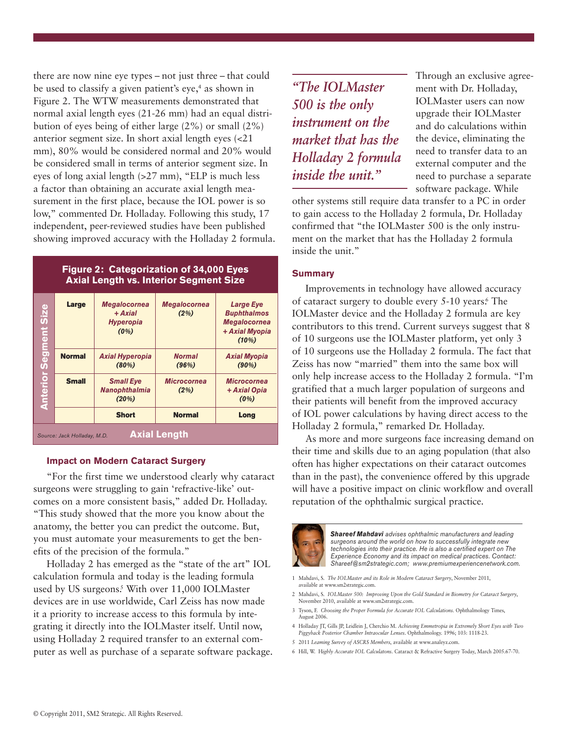there are now nine eye types – not just three – that could be used to classify a given patient's eye,[4] as shown in Figure 2. The WTW measurements demonstrated that normal axial length eyes (21-26 mm) had an equal distribution of eyes being of either large (2%) or small (2%) anterior segment size. In short axial length eyes (<21 mm), 80% would be considered normal and 20% would be considered small in terms of anterior segment size. In eyes of long axial length (>27 mm), "ELP is much less a factor than obtaining an accurate axial length measurement in the first place, because the IOL power is so low," commented Dr. Holladay. Following this study, 17 independent, peer-reviewed studies have been published showing improved accuracy with the Holladay 2 formula.

**Figure 2: Categorization of 34,000 Eyes Axial Length vs. Interior Segment Size**

| Anterior Segment Size | Short | Normal | Long |
|---|---|---|---|
| **Large** | *Megalocornea + Axial Hyperopia (0%)* | *Megalocornea (2%)* | *Large Eye Buphthalmos Megalocornea + Axial Myopia (10%)* |
| **Normal** | *Axial Hyperopia (80%)* | *Normal (96%)* | *Axial Myopia (90%)* |
| **Small** | *Small Eye Nanophthalmia (20%)* | *Microcornea (2%)* | *Microcornea + Axial Opia (0%)* |

Axial Length

*Source: Jack Holladay, M.D.*

### Impact on Modern Cataract Surgery

"For the first time we understood clearly why cataract surgeons were struggling to gain 'refractive-like' outcomes on a more consistent basis," added Dr. Holladay. "This study showed that the more you know about the anatomy, the better you can predict the outcome. But, you must automate your measurements to get the benefits of the precision of the formula."

Holladay 2 has emerged as the "state of the art" IOL calculation formula and today is the leading formula used by US surgeons.[5] With over 11,000 IOLMaster devices are in use worldwide, Carl Zeiss has now made it a priority to increase access to this formula by integrating it directly into the IOLMaster itself. Until now, using Holladay 2 required transfer to an external computer as well as purchase of a separate software package.

> *"The IOLMaster 500 is the only instrument on the market that has the Holladay 2 formula inside the unit."*

Through an exclusive agreement with Dr. Holladay, IOLMaster users can now upgrade their IOLMaster and do calculations within the device, eliminating the need to transfer data to an external computer and the need to purchase a separate software package. While other systems still require data transfer to a PC in order to gain access to the Holladay 2 formula, Dr. Holladay confirmed that "the IOLMaster 500 is the only instrument on the market that has the Holladay 2 formula inside the unit."

### Summary

Improvements in technology have allowed accuracy of cataract surgery to double every 5-10 years.[6] The IOLMaster device and the Holladay 2 formula are key contributors to this trend. Current surveys suggest that 8 of 10 surgeons use the IOLMaster platform, yet only 3 of 10 surgeons use the Holladay 2 formula. The fact that Zeiss has now "married" them into the same box will only help increase access to the Holladay 2 formula. "I'm gratified that a much larger population of surgeons and their patients will benefit from the improved accuracy of IOL power calculations by having direct access to the Holladay 2 formula," remarked Dr. Holladay.

As more and more surgeons face increasing demand on their time and skills due to an aging population (that also often has higher expectations on their cataract outcomes than in the past), the convenience offered by this upgrade will have a positive impact on clinic workflow and overall reputation of the ophthalmic surgical practice.

***Shareef Mahdavi*** *advises ophthalmic manufacturers and leading surgeons around the world on how to successfully integrate new technologies into their practice. He is also a certified expert on The Experience Economy and its impact on medical practices. Contact: Shareef@sm2strategic.com; www.premiumexperiencenetwork.com.*

1. Mahdavi, S. *The IOLMaster and its Role in Modern Cataract Surgery*, November 2011, available at www.sm2strategic.com.
2. Mahdavi, S. *IOLMaster 500: Improving Upon the Gold Standard in Biometry for Cataract Surgery*, November 2010, available at www.sm2strategic.com.
3. Tyson, F. *Choosing the Proper Formula for Accurate IOL Calculations*. Ophthalmology Times, August 2006.
4. Holladay JT, Gills JP, Leidlein J, Cherchio M. *Achieving Emmetropia in Extremely Short Eyes with Two Piggyback Posterior Chamber Intraocular Lenses*. Ophthalmology. 1996; 103: 1118-23.
5. 2011 *Learning Survey of ASCRS Members*, available at www.analeyz.com.
6. Hill, W. *Highly Accurate IOL Calculatons*. Cataract & Refractive Surgery Today, March 2005.67-70.

© Copyright 2011, SM2 Strategic. All Rights Reserved.